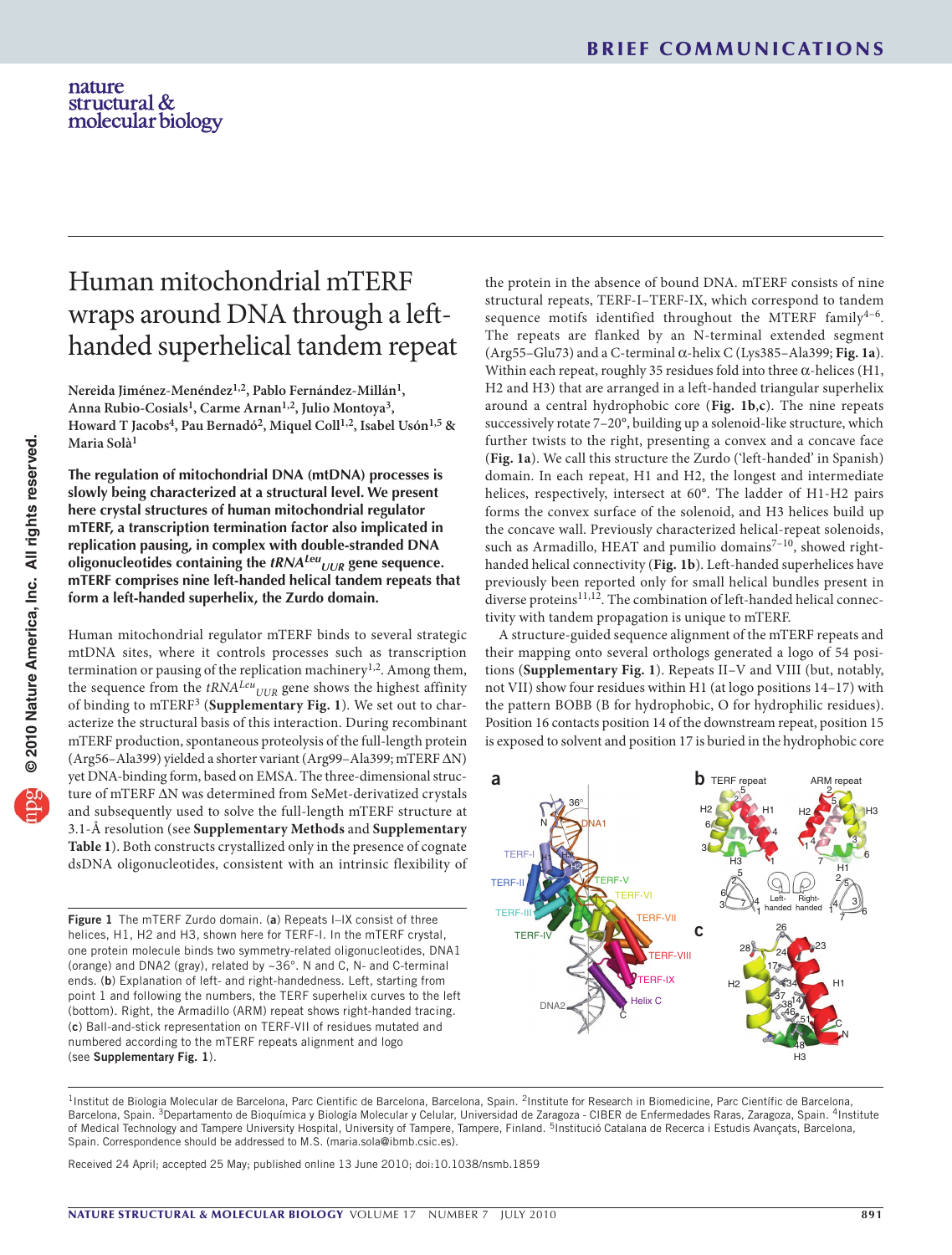# Human mitochondrial mTERF wraps around DNA through a left-handed superhelical tandem repeat

Nereida Jiménez-Menéndez[1,2], Pablo Fernández-Millán[1], Anna Rubio-Cosials[1], Carme Arnan[1,2], Julio Montoya[3], Howard T Jacobs[4], Pau Bernadó[2], Miquel Coll[1,2], Isabel Usón[1,5] & Maria Solà[1]

**The regulation of mitochondrial DNA (mtDNA) processes is slowly being characterized at a structural level. We present here crystal structures of human mitochondrial regulator mTERF, a transcription termination factor also implicated in replication pausing, in complex with double-stranded DNA oligonucleotides containing the *tRNA$^{Leu}$$_{UUR}$* gene sequence. mTERF comprises nine left-handed helical tandem repeats that form a left-handed superhelix, the Zurdo domain.**

Human mitochondrial regulator mTERF binds to several strategic mtDNA sites, where it controls processes such as transcription termination or pausing of the replication machinery[1,2]. Among them, the sequence from the *tRNA$^{Leu}$$_{UUR}$* gene shows the highest affinity of binding to mTERF[3] (**Supplementary Fig. 1**). We set out to characterize the structural basis of this interaction. During recombinant mTERF production, spontaneous proteolysis of the full-length protein (Arg56–Ala399) yielded a shorter variant (Arg99–Ala399; mTERF ΔN) yet DNA-binding form, based on EMSA. The three-dimensional structure of mTERF ΔN was determined from SeMet-derivatized crystals and subsequently used to solve the full-length mTERF structure at 3.1-Å resolution (see **Supplementary Methods** and **Supplementary Table 1**). Both constructs crystallized only in the presence of cognate dsDNA oligonucleotides, consistent with an intrinsic flexibility of the protein in the absence of bound DNA. mTERF consists of nine structural repeats, TERF-I–TERF-IX, which correspond to tandem sequence motifs identified throughout the MTERF family[4–6]. The repeats are flanked by an N-terminal extended segment (Arg55–Glu73) and a C-terminal α-helix C (Lys385–Ala399; **Fig. 1a**). Within each repeat, roughly 35 residues fold into three α-helices (H1, H2 and H3) that are arranged in a left-handed triangular superhelix around a central hydrophobic core (**Fig. 1b**,**c**). The nine repeats successively rotate 7–20°, building up a solenoid-like structure, which further twists to the right, presenting a convex and a concave face (**Fig. 1a**). We call this structure the Zurdo ('left-handed' in Spanish) domain. In each repeat, H1 and H2, the longest and intermediate helices, respectively, intersect at 60°. The ladder of H1-H2 pairs forms the convex surface of the solenoid, and H3 helices build up the concave wall. Previously characterized helical-repeat solenoids, such as Armadillo, HEAT and pumilio domains[7–10], showed right-handed helical connectivity (**Fig. 1b**). Left-handed superhelices have previously been reported only for small helical bundles present in diverse proteins[11,12]. The combination of left-handed helical connectivity with tandem propagation is unique to mTERF.

A structure-guided sequence alignment of the mTERF repeats and their mapping onto several orthologs generated a logo of 54 positions (**Supplementary Fig. 1**). Repeats II–V and VIII (but, notably, not VII) show four residues within H1 (at logo positions 14–17) with the pattern BOBB (B for hydrophobic, O for hydrophilic residues). Position 16 contacts position 14 of the downstream repeat, position 15 is exposed to solvent and position 17 is buried in the hydrophobic core

**Figure 1** The mTERF Zurdo domain. (**a**) Repeats I–IX consist of three helices, H1, H2 and H3, shown here for TERF-I. In the mTERF crystal, one protein molecule binds two symmetry-related oligonucleotides, DNA1 (orange) and DNA2 (gray), related by ~36°. N and C, N- and C-terminal ends. (**b**) Explanation of left- and right-handedness. Left, starting from point 1 and following the numbers, the TERF superhelix curves to the left (bottom). Right, the Armadillo (ARM) repeat shows right-handed tracing. (**c**) Ball-and-stick representation on TERF-VII of residues mutated and numbered according to the mTERF repeats alignment and logo (see **Supplementary Fig. 1**).

[1]Institut de Biologia Molecular de Barcelona, Parc Cientific de Barcelona, Barcelona, Spain. [2]Institute for Research in Biomedicine, Parc Científic de Barcelona, Barcelona, Spain. [3]Departamento de Bioquímica y Biología Molecular y Celular, Universidad de Zaragoza - CIBER de Enfermedades Raras, Zaragoza, Spain. [4]Institute of Medical Technology and Tampere University Hospital, University of Tampere, Tampere, Finland. [5]Institució Catalana de Recerca i Estudis Avançats, Barcelona, Spain. Correspondence should be addressed to M.S. (maria.sola@ibmb.csic.es).

Received 24 April; accepted 25 May; published online 13 June 2010; doi:10.1038/nsmb.1859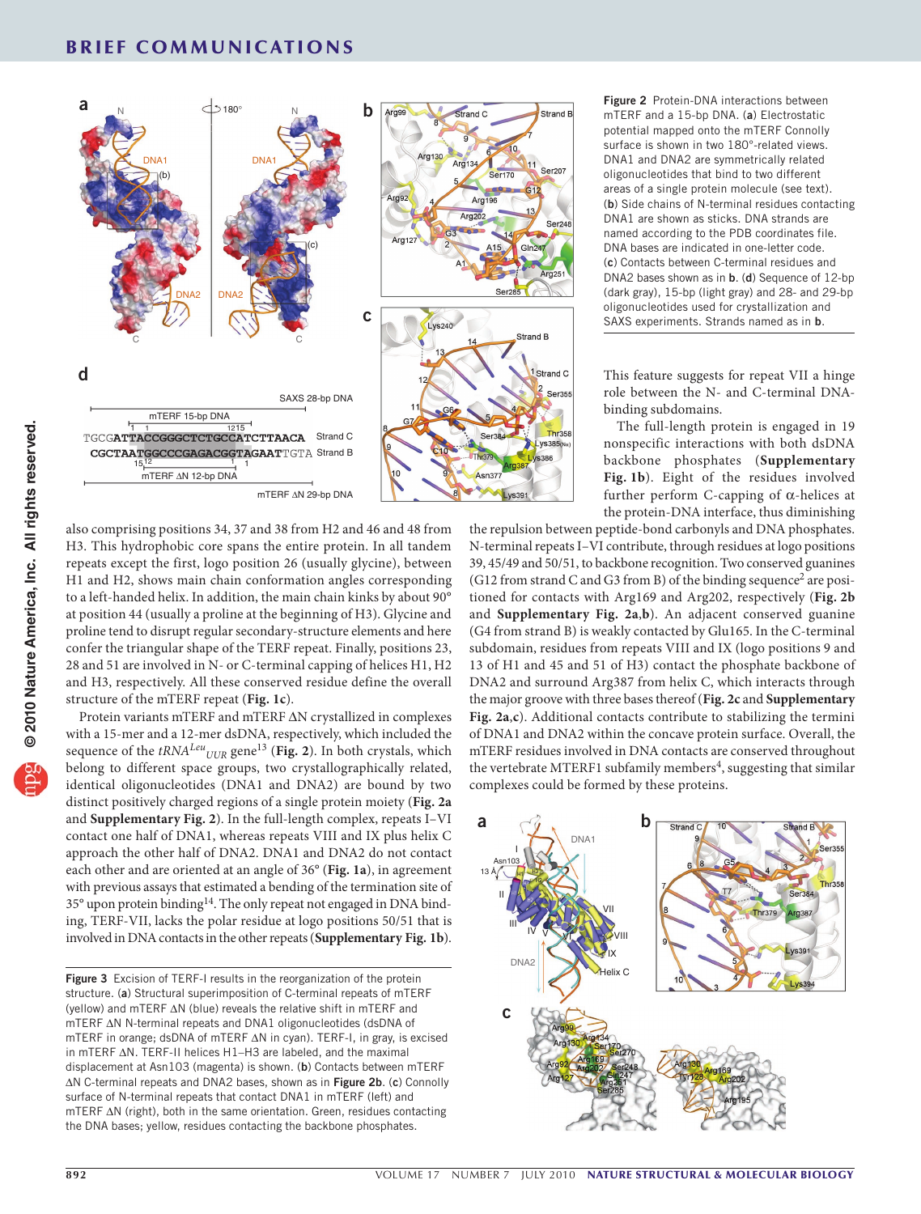**Figure 2** Protein-DNA interactions between mTERF and a 15-bp DNA. (**a**) Electrostatic potential mapped onto the mTERF Connolly surface is shown in two 180°-related views. DNA1 and DNA2 are symmetrically related oligonucleotides that bind to two different areas of a single protein molecule (see text). (**b**) Side chains of N-terminal residues contacting DNA1 are shown as sticks. DNA strands are named according to the PDB coordinates file. DNA bases are indicated in one-letter code. (**c**) Contacts between C-terminal residues and DNA2 bases shown as in **b**. (**d**) Sequence of 12-bp (dark gray), 15-bp (light gray) and 28- and 29-bp oligonucleotides used for crystallization and SAXS experiments. Strands named as in **b**.

also comprising positions 34, 37 and 38 from H2 and 46 and 48 from H3. This hydrophobic core spans the entire protein. In all tandem repeats except the first, logo position 26 (usually glycine), between H1 and H2, shows main chain conformation angles corresponding to a left-handed helix. In addition, the main chain kinks by about 90° at position 44 (usually a proline at the beginning of H3). Glycine and proline tend to disrupt regular secondary-structure elements and here confer the triangular shape of the TERF repeat. Finally, positions 23, 28 and 51 are involved in N- or C-terminal capping of helices H1, H2 and H3, respectively. All these conserved residue define the overall structure of the mTERF repeat (**Fig. 1c**).

Protein variants mTERF and mTERF ΔN crystallized in complexes with a 15-mer and a 12-mer dsDNA, respectively, which included the sequence of the *tRNA*$^{Leu}_{UUR}$ gene[13] (**Fig. 2**). In both crystals, which belong to different space groups, two crystallographically related, identical oligonucleotides (DNA1 and DNA2) are bound by two distinct positively charged regions of a single protein moiety (**Fig. 2a** and **Supplementary Fig. 2**). In the full-length complex, repeats I–VI contact one half of DNA1, whereas repeats VIII and IX plus helix C approach the other half of DNA2. DNA1 and DNA2 do not contact each other and are oriented at an angle of 36° (**Fig. 1a**), in agreement with previous assays that estimated a bending of the termination site of 35° upon protein binding[14]. The only repeat not engaged in DNA binding, TERF-VII, lacks the polar residue at logo positions 50/51 that is involved in DNA contacts in the other repeats (**Supplementary Fig. 1b**). This feature suggests for repeat VII a hinge role between the N- and C-terminal DNA-binding subdomains.

The full-length protein is engaged in 19 nonspecific interactions with both dsDNA backbone phosphates (**Supplementary Fig. 1b**). Eight of the residues involved further perform C-capping of α-helices at the protein-DNA interface, thus diminishing the repulsion between peptide-bond carbonyls and DNA phosphates. N-terminal repeats I–VI contribute, through residues at logo positions 39, 45/49 and 50/51, to backbone recognition. Two conserved guanines (G12 from strand C and G3 from B) of the binding sequence[2] are positioned for contacts with Arg169 and Arg202, respectively (**Fig. 2b** and **Supplementary Fig. 2a**,**b**). An adjacent conserved guanine (G4 from strand B) is weakly contacted by Glu165. In the C-terminal subdomain, residues from repeats VIII and IX (logo positions 9 and 13 of H1 and 45 and 51 of H3) contact the phosphate backbone of DNA2 and surround Arg387 from helix C, which interacts through the major groove with three bases thereof (**Fig. 2c** and **Supplementary Fig. 2a**,**c**). Additional contacts contribute to stabilizing the termini of DNA1 and DNA2 within the concave protein surface. Overall, the mTERF residues involved in DNA contacts are conserved throughout the vertebrate MTERF1 subfamily members[4], suggesting that similar complexes could be formed by these proteins.

**Figure 3** Excision of TERF-I results in the reorganization of the protein structure. (**a**) Structural superimposition of C-terminal repeats of mTERF (yellow) and mTERF ΔN (blue) reveals the relative shift in mTERF and mTERF ΔN N-terminal repeats and DNA1 oligonucleotides (dsDNA of mTERF in orange; dsDNA of mTERF ΔN in cyan). TERF-I, in gray, is excised in mTERF ΔN. TERF-II helices H1–H3 are labeled, and the maximal displacement at Asn103 (magenta) is shown. (**b**) Contacts between mTERF ΔN C-terminal repeats and DNA2 bases, shown as in **Figure 2b**. (**c**) Connolly surface of N-terminal repeats that contact DNA1 in mTERF (left) and mTERF ΔN (right), both in the same orientation. Green, residues contacting the DNA bases; yellow, residues contacting the backbone phosphates.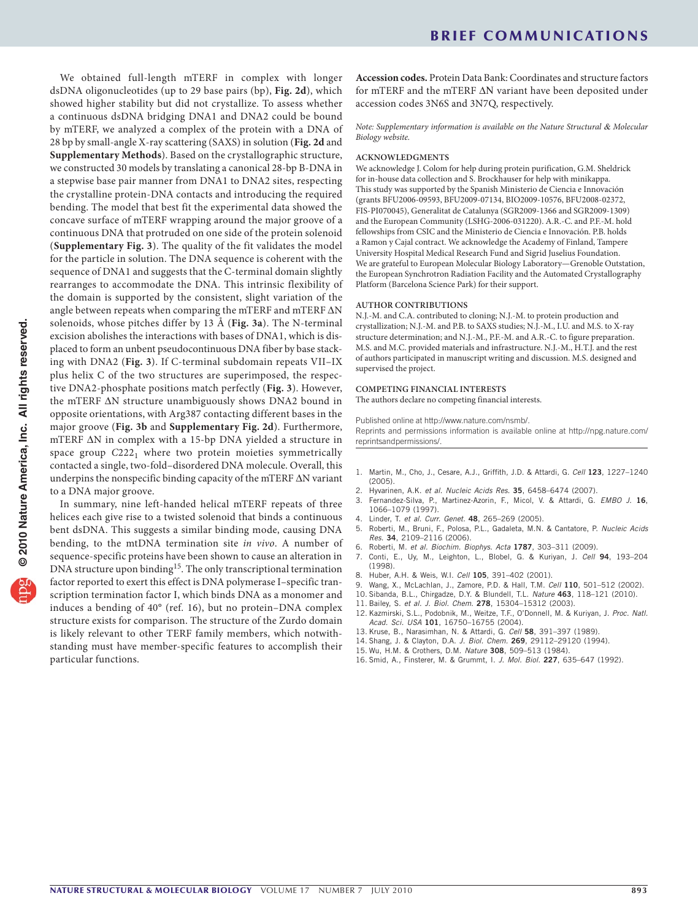We obtained full-length mTERF in complex with longer dsDNA oligonucleotides (up to 29 base pairs (bp), **Fig. 2d**), which showed higher stability but did not crystallize. To assess whether a continuous dsDNA bridging DNA1 and DNA2 could be bound by mTERF, we analyzed a complex of the protein with a DNA of 28 bp by small-angle X-ray scattering (SAXS) in solution (**Fig. 2d** and **Supplementary Methods**). Based on the crystallographic structure, we constructed 30 models by translating a canonical 28-bp B-DNA in a stepwise base pair manner from DNA1 to DNA2 sites, respecting the crystalline protein-DNA contacts and introducing the required bending. The model that best fit the experimental data showed the concave surface of mTERF wrapping around the major groove of a continuous DNA that protruded on one side of the protein solenoid (**Supplementary Fig. 3**). The quality of the fit validates the model for the particle in solution. The DNA sequence is coherent with the sequence of DNA1 and suggests that the C-terminal domain slightly rearranges to accommodate the DNA. This intrinsic flexibility of the domain is supported by the consistent, slight variation of the angle between repeats when comparing the mTERF and mTERF ΔN solenoids, whose pitches differ by 13 Å (**Fig. 3a**). The N-terminal excision abolishes the interactions with bases of DNA1, which is displaced to form an unbent pseudocontinuous DNA fiber by base stacking with DNA2 (**Fig. 3**). If C-terminal subdomain repeats VII–IX plus helix C of the two structures are superimposed, the respective DNA2-phosphate positions match perfectly (**Fig. 3**). However, the mTERF ΔN structure unambiguously shows DNA2 bound in opposite orientations, with Arg387 contacting different bases in the major groove (**Fig. 3b** and **Supplementary Fig. 2d**). Furthermore, mTERF ΔN in complex with a 15-bp DNA yielded a structure in space group $C222_1$ where two protein moieties symmetrically contacted a single, two-fold–disordered DNA molecule. Overall, this underpins the nonspecific binding capacity of the mTERF ΔN variant to a DNA major groove.

In summary, nine left-handed helical mTERF repeats of three helices each give rise to a twisted solenoid that binds a continuous bent dsDNA. This suggests a similar binding mode, causing DNA bending, to the mtDNA termination site *in vivo*. A number of sequence-specific proteins have been shown to cause an alteration in DNA structure upon binding[15]. The only transcriptional termination factor reported to exert this effect is DNA polymerase I–specific transcription termination factor I, which binds DNA as a monomer and induces a bending of 40° (ref. 16), but no protein–DNA complex structure exists for comparison. The structure of the Zurdo domain is likely relevant to other TERF family members, which notwithstanding must have member-specific features to accomplish their particular functions.

**Accession codes.** Protein Data Bank: Coordinates and structure factors for mTERF and the mTERF ΔN variant have been deposited under accession codes 3N6S and 3N7Q, respectively.

*Note: Supplementary information is available on the Nature Structural & Molecular Biology website.*

### ACKNOWLEDGMENTS

We acknowledge J. Colom for help during protein purification, G.M. Sheldrick for in-house data collection and S. Brockhauser for help with minikappa. This study was supported by the Spanish Ministerio de Ciencia e Innovación (grants BFU2006-09593, BFU2009-07134, BIO2009-10576, BFU2008-02372, FIS-PI070045), Generalitat de Catalunya (SGR2009-1366 and SGR2009-1309) and the European Community (LSHG-2006-031220). A.R.-C. and P.F.-M. hold fellowships from CSIC and the Ministerio de Ciencia e Innovación. P.B. holds a Ramon y Cajal contract. We acknowledge the Academy of Finland, Tampere University Hospital Medical Research Fund and Sigrid Juselius Foundation. We are grateful to European Molecular Biology Laboratory—Grenoble Outstation, the European Synchrotron Radiation Facility and the Automated Crystallography Platform (Barcelona Science Park) for their support.

### AUTHOR CONTRIBUTIONS

N.J.-M. and C.A. contributed to cloning; N.J.-M. to protein production and crystallization; N.J.-M. and P.B. to SAXS studies; N.J.-M., I.U. and M.S. to X-ray structure determination; and N.J.-M., P.F.-M. and A.R.-C. to figure preparation. M.S. and M.C. provided materials and infrastructure. N.J.-M., H.T.J. and the rest of authors participated in manuscript writing and discussion. M.S. designed and supervised the project.

### COMPETING FINANCIAL INTERESTS

The authors declare no competing financial interests.

Published online at http://www.nature.com/nsmb/.
Reprints and permissions information is available online at http://npg.nature.com/reprintsandpermissions/.

1. Martin, M., Cho, J., Cesare, A.J., Griffith, J.D. & Attardi, G. *Cell* **123**, 1227–1240 (2005).
2. Hyvarinen, A.K. *et al. Nucleic Acids Res.* **35**, 6458–6474 (2007).
3. Fernandez-Silva, P., Martinez-Azorin, F., Micol, V. & Attardi, G. *EMBO J.* **16**, 1066–1079 (1997).
4. Linder, T. *et al. Curr. Genet.* **48**, 265–269 (2005).
5. Roberti, M., Bruni, F., Polosa, P.L., Gadaleta, M.N. & Cantatore, P. *Nucleic Acids Res.* **34**, 2109–2116 (2006).
6. Roberti, M. *et al. Biochim. Biophys. Acta* **1787**, 303–311 (2009).
7. Conti, E., Uy, M., Leighton, L., Blobel, G. & Kuriyan, J. *Cell* **94**, 193–204 (1998).
8. Huber, A.H. & Weis, W.I. *Cell* **105**, 391–402 (2001).
9. Wang, X., McLachlan, J., Zamore, P.D. & Hall, T.M. *Cell* **110**, 501–512 (2002).
10. Sibanda, B.L., Chirgadze, D.Y. & Blundell, T.L. *Nature* **463**, 118–121 (2010).
11. Bailey, S. *et al. J. Biol. Chem.* **278**, 15304–15312 (2003).
12. Kazmirski, S.L., Podobnik, M., Weitze, T.F., O'Donnell, M. & Kuriyan, J. *Proc. Natl. Acad. Sci. USA* **101**, 16750–16755 (2004).
13. Kruse, B., Narasimhan, N. & Attardi, G. *Cell* **58**, 391–397 (1989).
14. Shang, J. & Clayton, D.A. *J. Biol. Chem.* **269**, 29112–29120 (1994).
15. Wu, H.M. & Crothers, D.M. *Nature* **308**, 509–513 (1984).
16. Smid, A., Finsterer, M. & Grummt, I. *J. Mol. Biol.* **227**, 635–647 (1992).